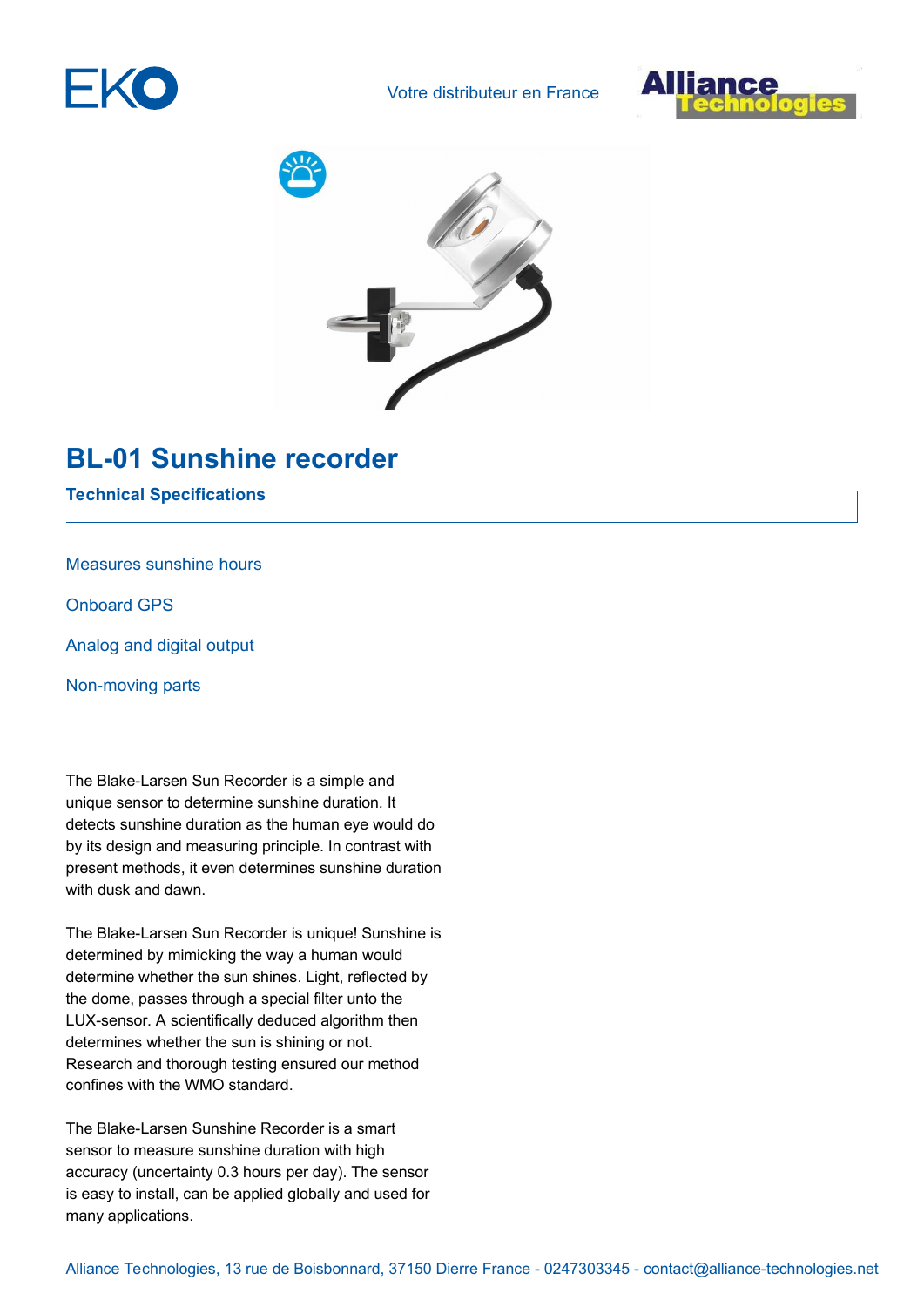EKO

Votre distributeur en France

# BL-01 Sunshine recorder

## Technical Specifications

Measures sunshine hours

Onboard GPS

Analog and digital output

Non-moving parts

The Blake-Larsen Sun Recorder is a simple and unique sensor to determine sunshine duration. It detects sunshine duration as the human eye would do by its design and measuring principle. In contrast with present methods, it even determines sunshine duration with dusk and dawn.

The Blake-Larsen Sun Recorder is unique! Sunshine is determined by mimicking the way a human would determine whether the sun shines. Light, reflected by the dome, passes through a special filter unto the LUX-sensor. A scientifically deduced algorithm then determines whether the sun is shining or not. Research and thorough testing ensured our method confines with the WMO standard.

The Blake-Larsen Sunshine Recorder is a smart sensor to measure sunshine duration with high accuracy (uncertainty 0.3 hours per day). The sensor is easy to install, can be applied globally and used for many applications.

Alliance Technologies, 13 rue de Boisbonnard, 37150 Dierre France - 0247303345 - contact@alliance-technologies.net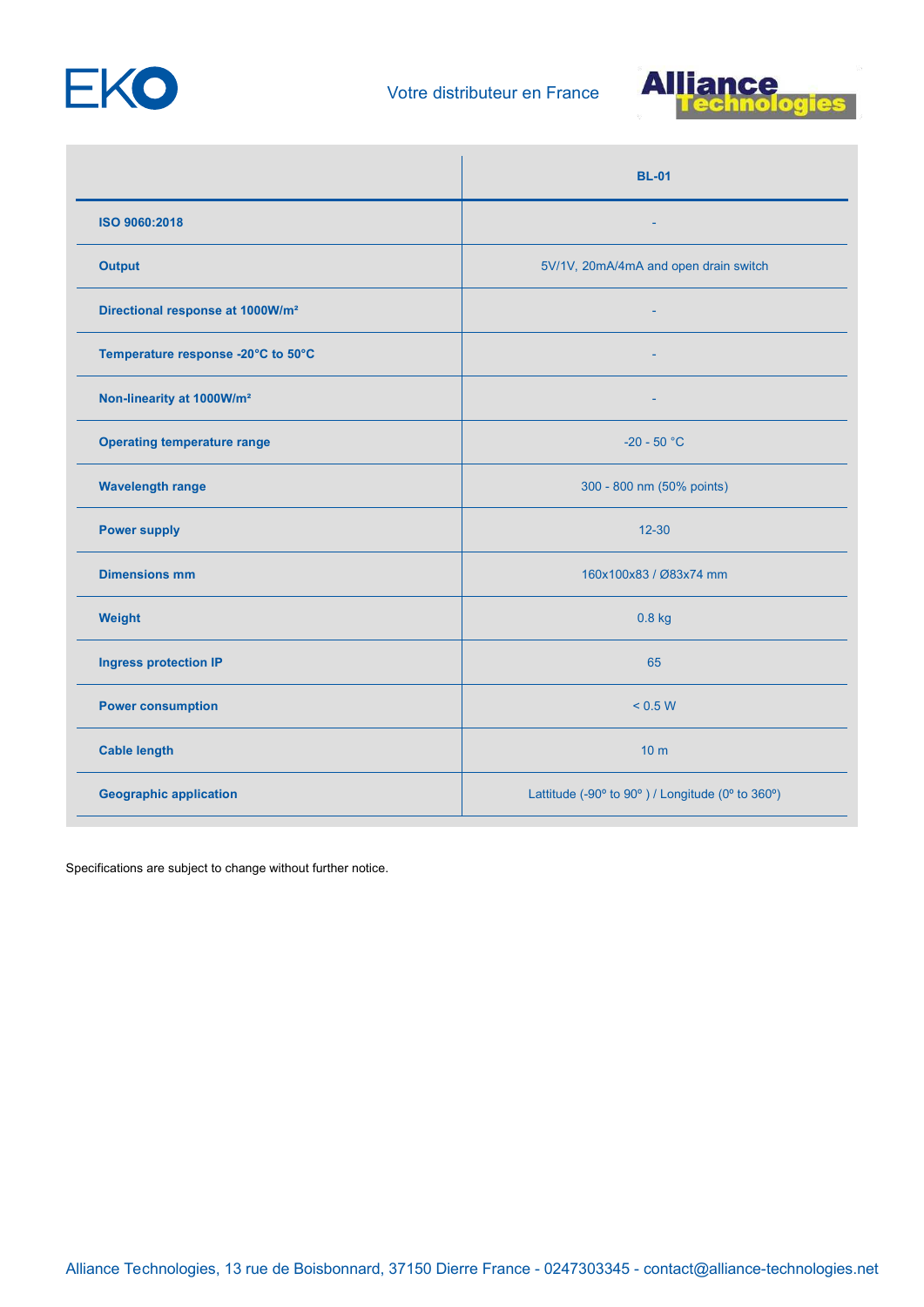| | BL-01 |
|---|---|
| **ISO 9060:2018** | - |
| **Output** | 5V/1V, 20mA/4mA and open drain switch |
| **Directional response at 1000W/m²** | - |
| **Temperature response -20°C to 50°C** | - |
| **Non-linearity at 1000W/m²** | - |
| **Operating temperature range** | -20 - 50 °C |
| **Wavelength range** | 300 - 800 nm (50% points) |
| **Power supply** | 12-30 |
| **Dimensions mm** | 160x100x83 / Ø83x74 mm |
| **Weight** | 0.8 kg |
| **Ingress protection IP** | 65 |
| **Power consumption** | < 0.5 W |
| **Cable length** | 10 m |
| **Geographic application** | Lattitude (-90º to 90º ) / Longitude (0º to 360º) |

Specifications are subject to change without further notice.